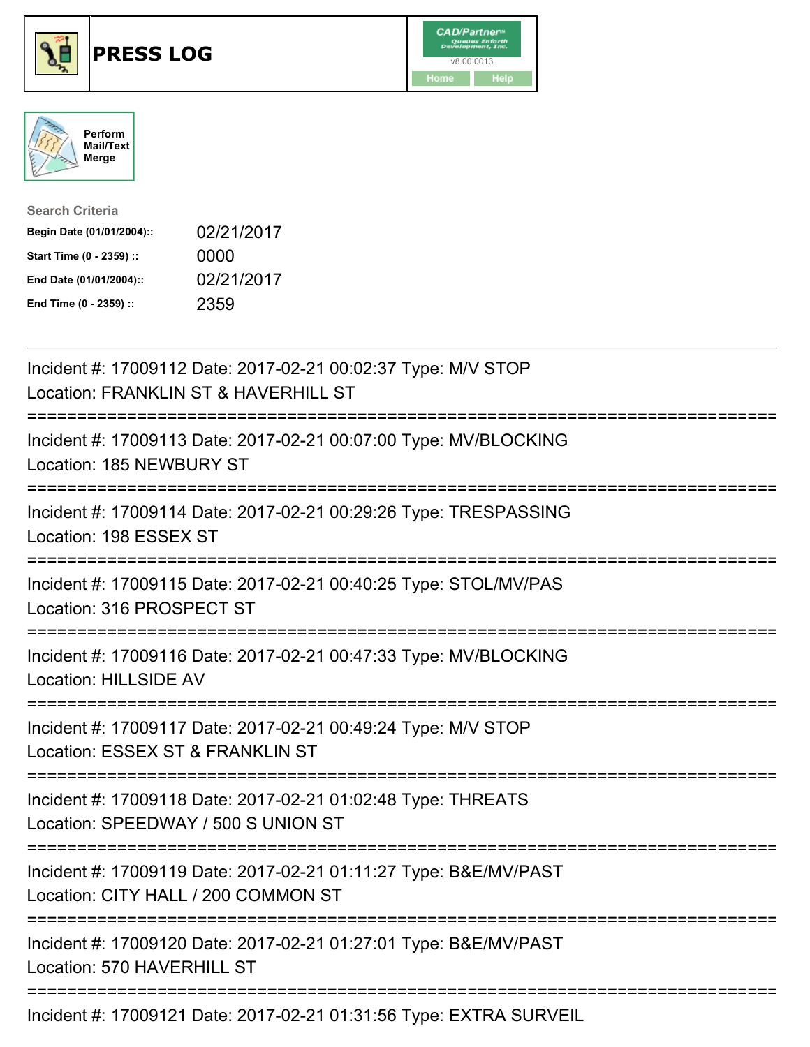# PRESS LOG

CAD/Partner v8.00.0013

Home | Help

Perform Mail/Text Merge

**Search Criteria**

| | |
|---|---|
| **Begin Date (01/01/2004)::** | 02/21/2017 |
| **Start Time (0 - 2359) ::** | 0000 |
| **End Date (01/01/2004)::** | 02/21/2017 |
| **End Time (0 - 2359) ::** | 2359 |

---

Incident #: 17009112 Date: 2017-02-21 00:02:37 Type: M/V STOP
Location: FRANKLIN ST & HAVERHILL ST

===========================================================================

Incident #: 17009113 Date: 2017-02-21 00:07:00 Type: MV/BLOCKING
Location: 185 NEWBURY ST

===========================================================================

Incident #: 17009114 Date: 2017-02-21 00:29:26 Type: TRESPASSING
Location: 198 ESSEX ST

===========================================================================

Incident #: 17009115 Date: 2017-02-21 00:40:25 Type: STOL/MV/PAS
Location: 316 PROSPECT ST

===========================================================================

Incident #: 17009116 Date: 2017-02-21 00:47:33 Type: MV/BLOCKING
Location: HILLSIDE AV

===========================================================================

Incident #: 17009117 Date: 2017-02-21 00:49:24 Type: M/V STOP
Location: ESSEX ST & FRANKLIN ST

===========================================================================

Incident #: 17009118 Date: 2017-02-21 01:02:48 Type: THREATS
Location: SPEEDWAY / 500 S UNION ST

===========================================================================

Incident #: 17009119 Date: 2017-02-21 01:11:27 Type: B&E/MV/PAST
Location: CITY HALL / 200 COMMON ST

===========================================================================

Incident #: 17009120 Date: 2017-02-21 01:27:01 Type: B&E/MV/PAST
Location: 570 HAVERHILL ST

===========================================================================

Incident #: 17009121 Date: 2017-02-21 01:31:56 Type: EXTRA SURVEIL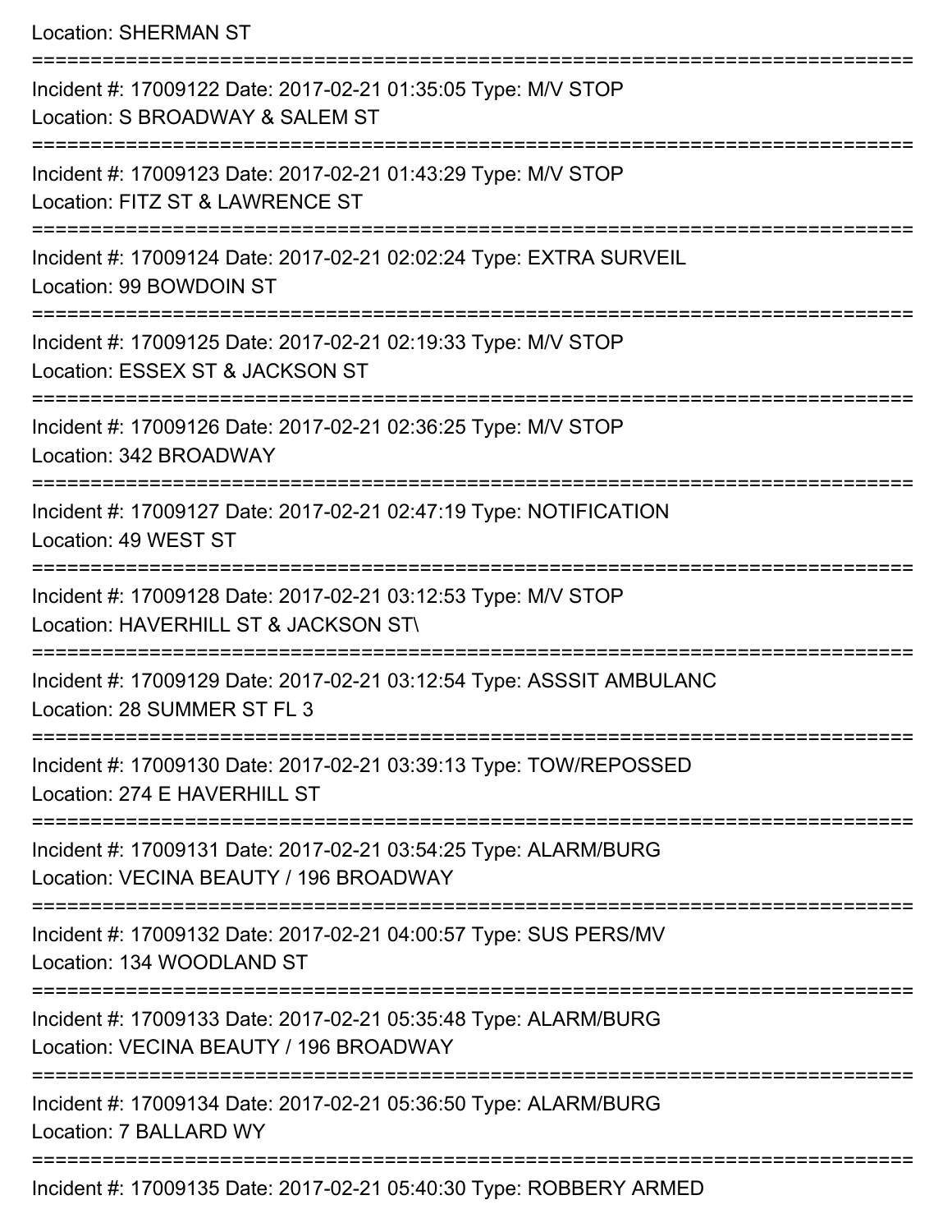Location: SHERMAN ST

===========================================================================

Incident #: 17009122 Date: 2017-02-21 01:35:05 Type: M/V STOP
Location: S BROADWAY & SALEM ST

===========================================================================

Incident #: 17009123 Date: 2017-02-21 01:43:29 Type: M/V STOP
Location: FITZ ST & LAWRENCE ST

===========================================================================

Incident #: 17009124 Date: 2017-02-21 02:02:24 Type: EXTRA SURVEIL
Location: 99 BOWDOIN ST

===========================================================================

Incident #: 17009125 Date: 2017-02-21 02:19:33 Type: M/V STOP
Location: ESSEX ST & JACKSON ST

===========================================================================

Incident #: 17009126 Date: 2017-02-21 02:36:25 Type: M/V STOP
Location: 342 BROADWAY

===========================================================================

Incident #: 17009127 Date: 2017-02-21 02:47:19 Type: NOTIFICATION
Location: 49 WEST ST

===========================================================================

Incident #: 17009128 Date: 2017-02-21 03:12:53 Type: M/V STOP
Location: HAVERHILL ST & JACKSON ST\

===========================================================================

Incident #: 17009129 Date: 2017-02-21 03:12:54 Type: ASSSIT AMBULANC
Location: 28 SUMMER ST FL 3

===========================================================================

Incident #: 17009130 Date: 2017-02-21 03:39:13 Type: TOW/REPOSSED
Location: 274 E HAVERHILL ST

===========================================================================

Incident #: 17009131 Date: 2017-02-21 03:54:25 Type: ALARM/BURG
Location: VECINA BEAUTY / 196 BROADWAY

===========================================================================

Incident #: 17009132 Date: 2017-02-21 04:00:57 Type: SUS PERS/MV
Location: 134 WOODLAND ST

===========================================================================

Incident #: 17009133 Date: 2017-02-21 05:35:48 Type: ALARM/BURG
Location: VECINA BEAUTY / 196 BROADWAY

===========================================================================

Incident #: 17009134 Date: 2017-02-21 05:36:50 Type: ALARM/BURG
Location: 7 BALLARD WY

===========================================================================

Incident #: 17009135 Date: 2017-02-21 05:40:30 Type: ROBBERY ARMED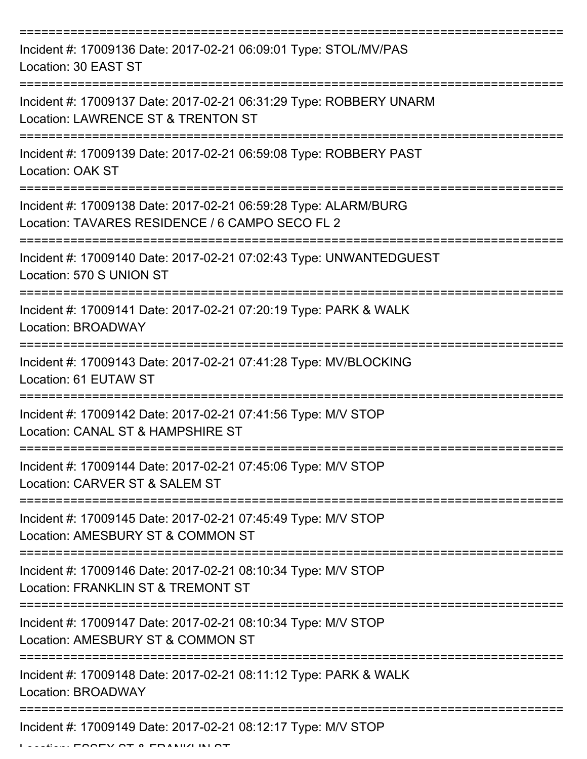===========================================================================
Incident #: 17009136 Date: 2017-02-21 06:09:01 Type: STOL/MV/PAS
Location: 30 EAST ST
===========================================================================
Incident #: 17009137 Date: 2017-02-21 06:31:29 Type: ROBBERY UNARM
Location: LAWRENCE ST & TRENTON ST
===========================================================================
Incident #: 17009139 Date: 2017-02-21 06:59:08 Type: ROBBERY PAST
Location: OAK ST
===========================================================================
Incident #: 17009138 Date: 2017-02-21 06:59:28 Type: ALARM/BURG
Location: TAVARES RESIDENCE / 6 CAMPO SECO FL 2
===========================================================================
Incident #: 17009140 Date: 2017-02-21 07:02:43 Type: UNWANTEDGUEST
Location: 570 S UNION ST
===========================================================================
Incident #: 17009141 Date: 2017-02-21 07:20:19 Type: PARK & WALK
Location: BROADWAY
===========================================================================
Incident #: 17009143 Date: 2017-02-21 07:41:28 Type: MV/BLOCKING
Location: 61 EUTAW ST
===========================================================================
Incident #: 17009142 Date: 2017-02-21 07:41:56 Type: M/V STOP
Location: CANAL ST & HAMPSHIRE ST
===========================================================================
Incident #: 17009144 Date: 2017-02-21 07:45:06 Type: M/V STOP
Location: CARVER ST & SALEM ST
===========================================================================
Incident #: 17009145 Date: 2017-02-21 07:45:49 Type: M/V STOP
Location: AMESBURY ST & COMMON ST
===========================================================================
Incident #: 17009146 Date: 2017-02-21 08:10:34 Type: M/V STOP
Location: FRANKLIN ST & TREMONT ST
===========================================================================
Incident #: 17009147 Date: 2017-02-21 08:10:34 Type: M/V STOP
Location: AMESBURY ST & COMMON ST
===========================================================================
Incident #: 17009148 Date: 2017-02-21 08:11:12 Type: PARK & WALK
Location: BROADWAY
===========================================================================
Incident #: 17009149 Date: 2017-02-21 08:12:17 Type: M/V STOP
Location: ESSEX ST & FRANKLIN ST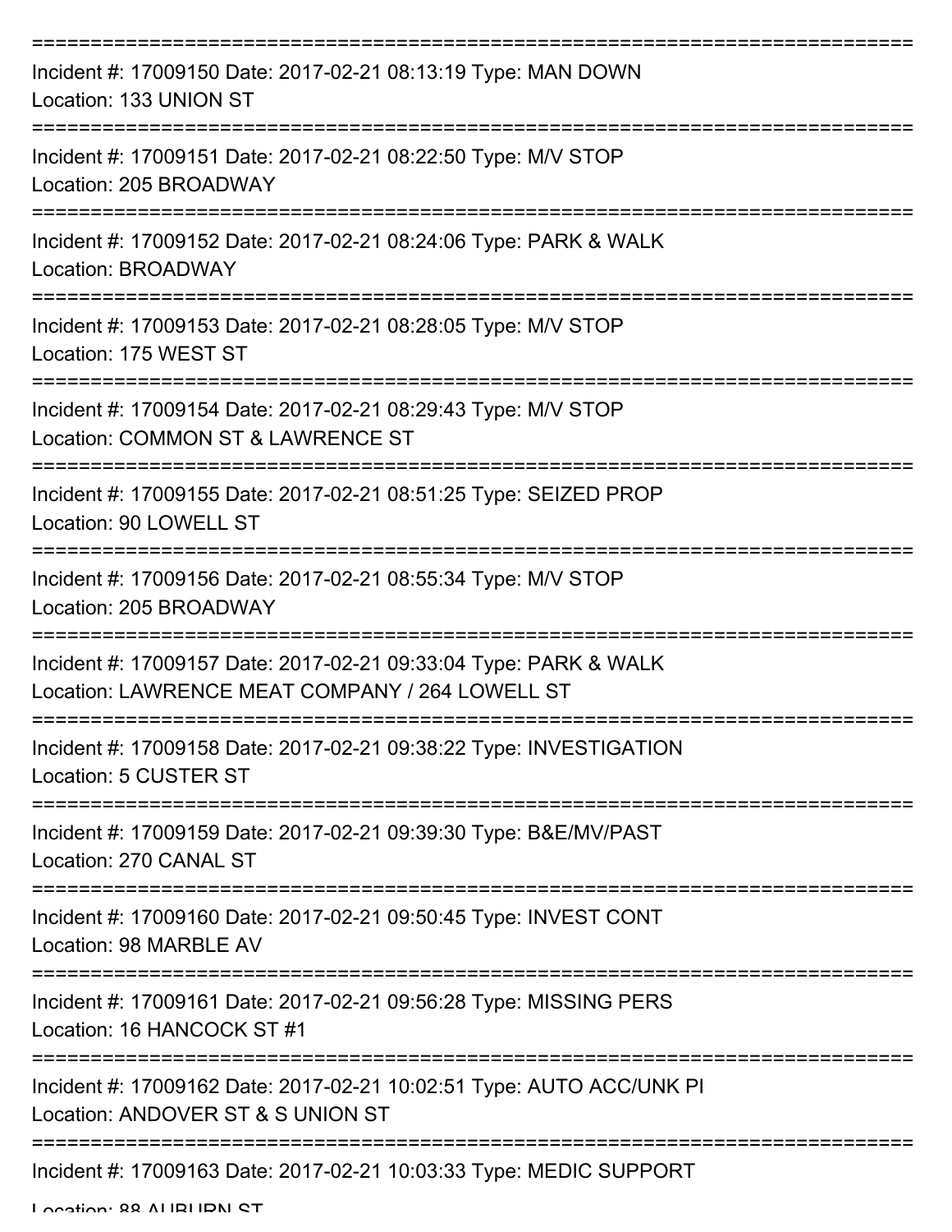Incident #: 17009150 Date: 2017-02-21 08:13:19 Type: MAN DOWN
Location: 133 UNION ST

Incident #: 17009151 Date: 2017-02-21 08:22:50 Type: M/V STOP
Location: 205 BROADWAY

Incident #: 17009152 Date: 2017-02-21 08:24:06 Type: PARK & WALK
Location: BROADWAY

Incident #: 17009153 Date: 2017-02-21 08:28:05 Type: M/V STOP
Location: 175 WEST ST

Incident #: 17009154 Date: 2017-02-21 08:29:43 Type: M/V STOP
Location: COMMON ST & LAWRENCE ST

Incident #: 17009155 Date: 2017-02-21 08:51:25 Type: SEIZED PROP
Location: 90 LOWELL ST

Incident #: 17009156 Date: 2017-02-21 08:55:34 Type: M/V STOP
Location: 205 BROADWAY

Incident #: 17009157 Date: 2017-02-21 09:33:04 Type: PARK & WALK
Location: LAWRENCE MEAT COMPANY / 264 LOWELL ST

Incident #: 17009158 Date: 2017-02-21 09:38:22 Type: INVESTIGATION
Location: 5 CUSTER ST

Incident #: 17009159 Date: 2017-02-21 09:39:30 Type: B&E/MV/PAST
Location: 270 CANAL ST

Incident #: 17009160 Date: 2017-02-21 09:50:45 Type: INVEST CONT
Location: 98 MARBLE AV

Incident #: 17009161 Date: 2017-02-21 09:56:28 Type: MISSING PERS
Location: 16 HANCOCK ST #1

Incident #: 17009162 Date: 2017-02-21 10:02:51 Type: AUTO ACC/UNK PI
Location: ANDOVER ST & S UNION ST

Incident #: 17009163 Date: 2017-02-21 10:03:33 Type: MEDIC SUPPORT
Location: 88 AUBURN ST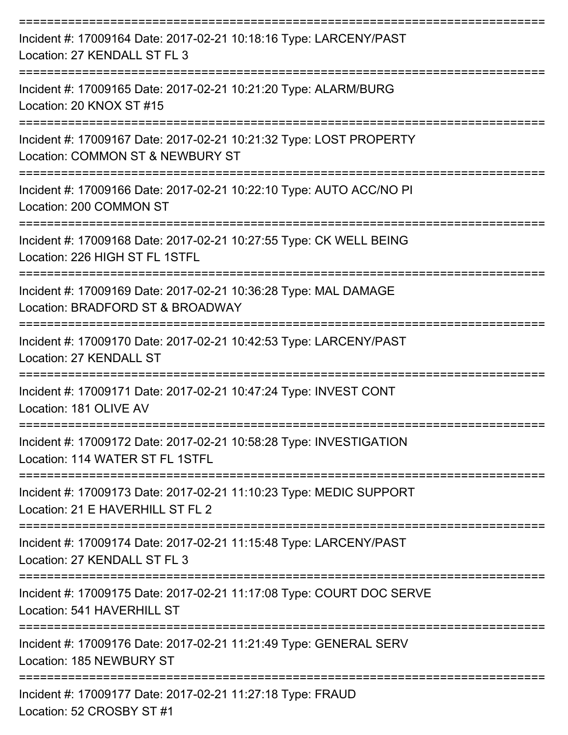===========================================================================

Incident #: 17009164 Date: 2017-02-21 10:18:16 Type: LARCENY/PAST
Location: 27 KENDALL ST FL 3

===========================================================================

Incident #: 17009165 Date: 2017-02-21 10:21:20 Type: ALARM/BURG
Location: 20 KNOX ST #15

===========================================================================

Incident #: 17009167 Date: 2017-02-21 10:21:32 Type: LOST PROPERTY
Location: COMMON ST & NEWBURY ST

===========================================================================

Incident #: 17009166 Date: 2017-02-21 10:22:10 Type: AUTO ACC/NO PI
Location: 200 COMMON ST

===========================================================================

Incident #: 17009168 Date: 2017-02-21 10:27:55 Type: CK WELL BEING
Location: 226 HIGH ST FL 1STFL

===========================================================================

Incident #: 17009169 Date: 2017-02-21 10:36:28 Type: MAL DAMAGE
Location: BRADFORD ST & BROADWAY

===========================================================================

Incident #: 17009170 Date: 2017-02-21 10:42:53 Type: LARCENY/PAST
Location: 27 KENDALL ST

===========================================================================

Incident #: 17009171 Date: 2017-02-21 10:47:24 Type: INVEST CONT
Location: 181 OLIVE AV

===========================================================================

Incident #: 17009172 Date: 2017-02-21 10:58:28 Type: INVESTIGATION
Location: 114 WATER ST FL 1STFL

===========================================================================

Incident #: 17009173 Date: 2017-02-21 11:10:23 Type: MEDIC SUPPORT
Location: 21 E HAVERHILL ST FL 2

===========================================================================

Incident #: 17009174 Date: 2017-02-21 11:15:48 Type: LARCENY/PAST
Location: 27 KENDALL ST FL 3

===========================================================================

Incident #: 17009175 Date: 2017-02-21 11:17:08 Type: COURT DOC SERVE
Location: 541 HAVERHILL ST

===========================================================================

Incident #: 17009176 Date: 2017-02-21 11:21:49 Type: GENERAL SERV
Location: 185 NEWBURY ST

===========================================================================

Incident #: 17009177 Date: 2017-02-21 11:27:18 Type: FRAUD
Location: 52 CROSBY ST #1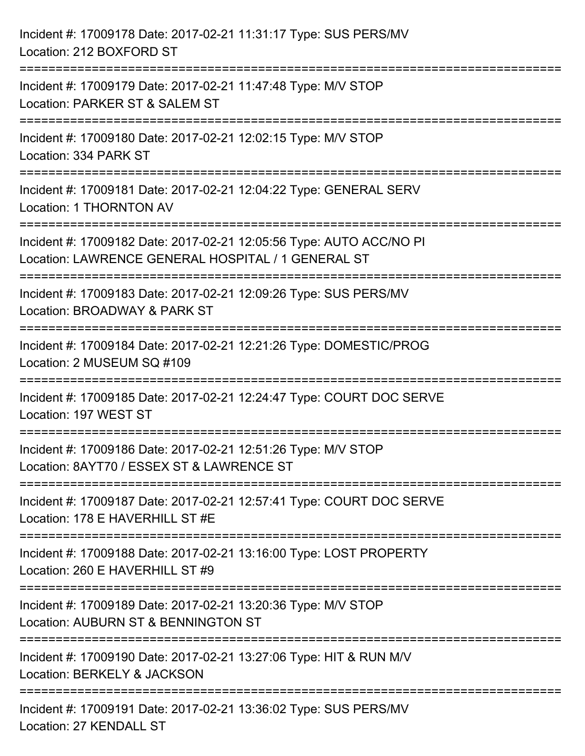Incident #: 17009178 Date: 2017-02-21 11:31:17 Type: SUS PERS/MV
Location: 212 BOXFORD ST

===========================================================================

Incident #: 17009179 Date: 2017-02-21 11:47:48 Type: M/V STOP
Location: PARKER ST & SALEM ST

===========================================================================

Incident #: 17009180 Date: 2017-02-21 12:02:15 Type: M/V STOP
Location: 334 PARK ST

===========================================================================

Incident #: 17009181 Date: 2017-02-21 12:04:22 Type: GENERAL SERV
Location: 1 THORNTON AV

===========================================================================

Incident #: 17009182 Date: 2017-02-21 12:05:56 Type: AUTO ACC/NO PI
Location: LAWRENCE GENERAL HOSPITAL / 1 GENERAL ST

===========================================================================

Incident #: 17009183 Date: 2017-02-21 12:09:26 Type: SUS PERS/MV
Location: BROADWAY & PARK ST

===========================================================================

Incident #: 17009184 Date: 2017-02-21 12:21:26 Type: DOMESTIC/PROG
Location: 2 MUSEUM SQ #109

===========================================================================

Incident #: 17009185 Date: 2017-02-21 12:24:47 Type: COURT DOC SERVE
Location: 197 WEST ST

===========================================================================

Incident #: 17009186 Date: 2017-02-21 12:51:26 Type: M/V STOP
Location: 8AYT70 / ESSEX ST & LAWRENCE ST

===========================================================================

Incident #: 17009187 Date: 2017-02-21 12:57:41 Type: COURT DOC SERVE
Location: 178 E HAVERHILL ST #E

===========================================================================

Incident #: 17009188 Date: 2017-02-21 13:16:00 Type: LOST PROPERTY
Location: 260 E HAVERHILL ST #9

===========================================================================

Incident #: 17009189 Date: 2017-02-21 13:20:36 Type: M/V STOP
Location: AUBURN ST & BENNINGTON ST

===========================================================================

Incident #: 17009190 Date: 2017-02-21 13:27:06 Type: HIT & RUN M/V
Location: BERKELY & JACKSON

===========================================================================

Incident #: 17009191 Date: 2017-02-21 13:36:02 Type: SUS PERS/MV
Location: 27 KENDALL ST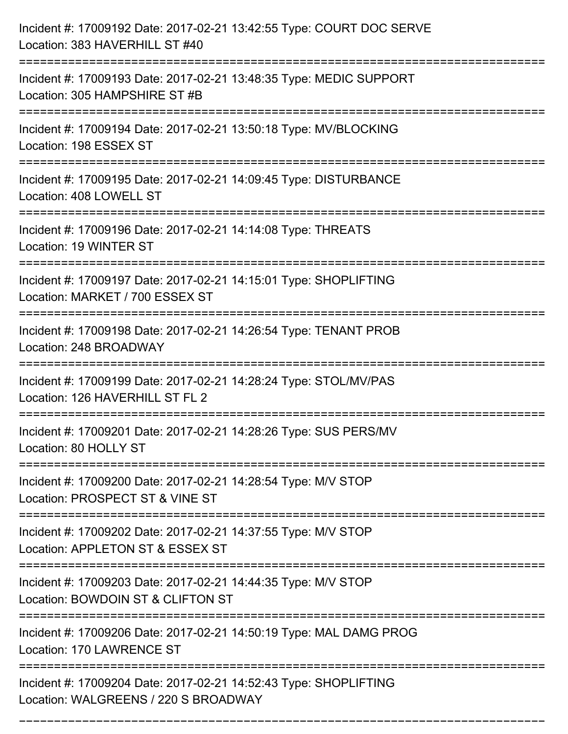Incident #: 17009192 Date: 2017-02-21 13:42:55 Type: COURT DOC SERVE
Location: 383 HAVERHILL ST #40

===========================================================================

Incident #: 17009193 Date: 2017-02-21 13:48:35 Type: MEDIC SUPPORT
Location: 305 HAMPSHIRE ST #B

===========================================================================

Incident #: 17009194 Date: 2017-02-21 13:50:18 Type: MV/BLOCKING
Location: 198 ESSEX ST

===========================================================================

Incident #: 17009195 Date: 2017-02-21 14:09:45 Type: DISTURBANCE
Location: 408 LOWELL ST

===========================================================================

Incident #: 17009196 Date: 2017-02-21 14:14:08 Type: THREATS
Location: 19 WINTER ST

===========================================================================

Incident #: 17009197 Date: 2017-02-21 14:15:01 Type: SHOPLIFTING
Location: MARKET / 700 ESSEX ST

===========================================================================

Incident #: 17009198 Date: 2017-02-21 14:26:54 Type: TENANT PROB
Location: 248 BROADWAY

===========================================================================

Incident #: 17009199 Date: 2017-02-21 14:28:24 Type: STOL/MV/PAS
Location: 126 HAVERHILL ST FL 2

===========================================================================

Incident #: 17009201 Date: 2017-02-21 14:28:26 Type: SUS PERS/MV
Location: 80 HOLLY ST

===========================================================================

Incident #: 17009200 Date: 2017-02-21 14:28:54 Type: M/V STOP
Location: PROSPECT ST & VINE ST

===========================================================================

Incident #: 17009202 Date: 2017-02-21 14:37:55 Type: M/V STOP
Location: APPLETON ST & ESSEX ST

===========================================================================

Incident #: 17009203 Date: 2017-02-21 14:44:35 Type: M/V STOP
Location: BOWDOIN ST & CLIFTON ST

===========================================================================

Incident #: 17009206 Date: 2017-02-21 14:50:19 Type: MAL DAMG PROG
Location: 170 LAWRENCE ST

===========================================================================

Incident #: 17009204 Date: 2017-02-21 14:52:43 Type: SHOPLIFTING
Location: WALGREENS / 220 S BROADWAY

===========================================================================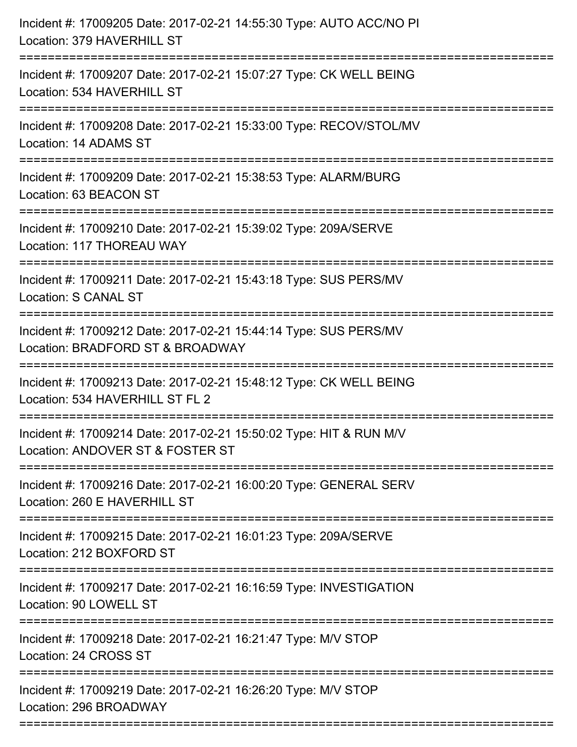Incident #: 17009205 Date: 2017-02-21 14:55:30 Type: AUTO ACC/NO PI
Location: 379 HAVERHILL ST

===========================================================================

Incident #: 17009207 Date: 2017-02-21 15:07:27 Type: CK WELL BEING
Location: 534 HAVERHILL ST

===========================================================================

Incident #: 17009208 Date: 2017-02-21 15:33:00 Type: RECOV/STOL/MV
Location: 14 ADAMS ST

===========================================================================

Incident #: 17009209 Date: 2017-02-21 15:38:53 Type: ALARM/BURG
Location: 63 BEACON ST

===========================================================================

Incident #: 17009210 Date: 2017-02-21 15:39:02 Type: 209A/SERVE
Location: 117 THOREAU WAY

===========================================================================

Incident #: 17009211 Date: 2017-02-21 15:43:18 Type: SUS PERS/MV
Location: S CANAL ST

===========================================================================

Incident #: 17009212 Date: 2017-02-21 15:44:14 Type: SUS PERS/MV
Location: BRADFORD ST & BROADWAY

===========================================================================

Incident #: 17009213 Date: 2017-02-21 15:48:12 Type: CK WELL BEING
Location: 534 HAVERHILL ST FL 2

===========================================================================

Incident #: 17009214 Date: 2017-02-21 15:50:02 Type: HIT & RUN M/V
Location: ANDOVER ST & FOSTER ST

===========================================================================

Incident #: 17009216 Date: 2017-02-21 16:00:20 Type: GENERAL SERV
Location: 260 E HAVERHILL ST

===========================================================================

Incident #: 17009215 Date: 2017-02-21 16:01:23 Type: 209A/SERVE
Location: 212 BOXFORD ST

===========================================================================

Incident #: 17009217 Date: 2017-02-21 16:16:59 Type: INVESTIGATION
Location: 90 LOWELL ST

===========================================================================

Incident #: 17009218 Date: 2017-02-21 16:21:47 Type: M/V STOP
Location: 24 CROSS ST

===========================================================================

Incident #: 17009219 Date: 2017-02-21 16:26:20 Type: M/V STOP
Location: 296 BROADWAY

===========================================================================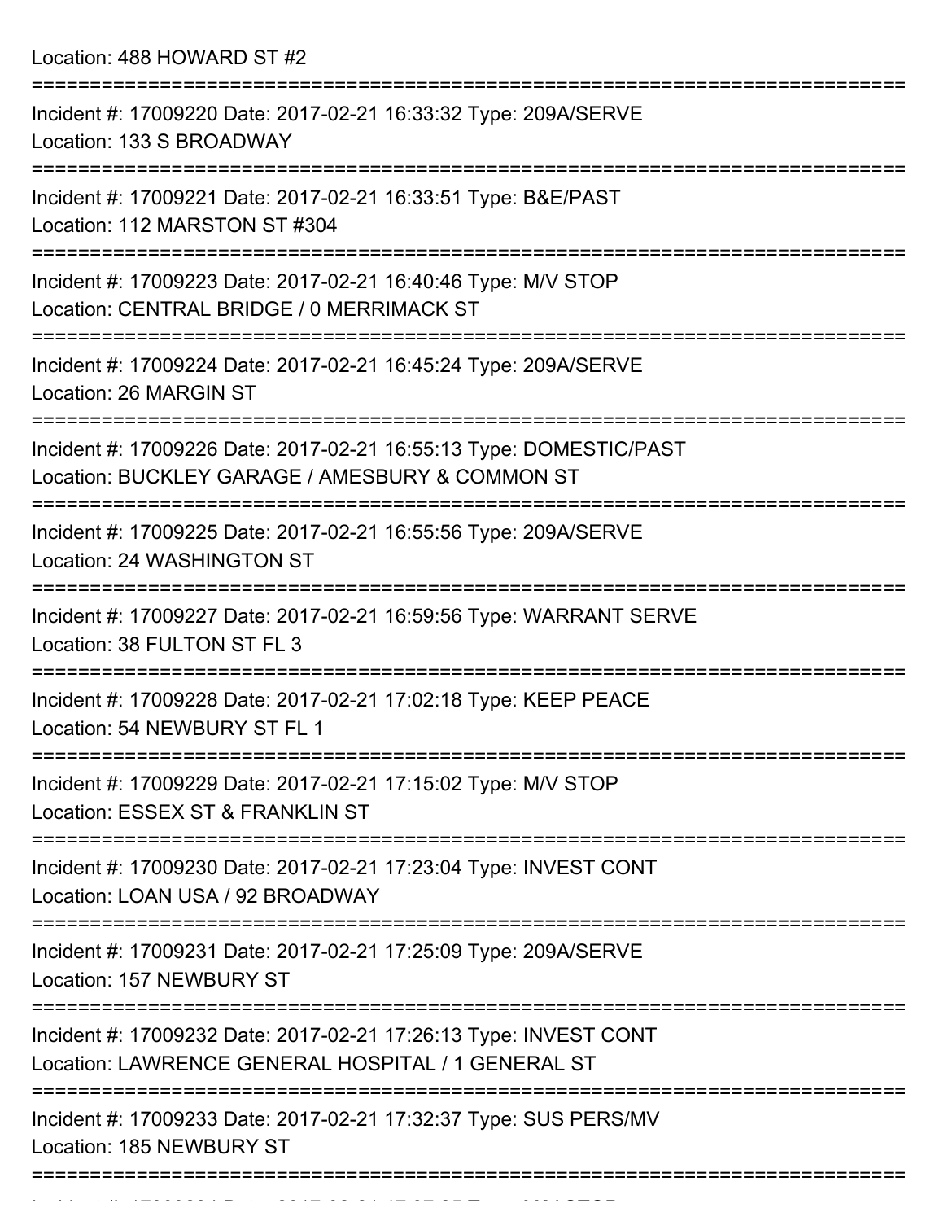Location: 488 HOWARD ST #2

===========================================================================

Incident #: 17009220 Date: 2017-02-21 16:33:32 Type: 209A/SERVE
Location: 133 S BROADWAY

===========================================================================

Incident #: 17009221 Date: 2017-02-21 16:33:51 Type: B&E/PAST
Location: 112 MARSTON ST #304

===========================================================================

Incident #: 17009223 Date: 2017-02-21 16:40:46 Type: M/V STOP
Location: CENTRAL BRIDGE / 0 MERRIMACK ST

===========================================================================

Incident #: 17009224 Date: 2017-02-21 16:45:24 Type: 209A/SERVE
Location: 26 MARGIN ST

===========================================================================

Incident #: 17009226 Date: 2017-02-21 16:55:13 Type: DOMESTIC/PAST
Location: BUCKLEY GARAGE / AMESBURY & COMMON ST

===========================================================================

Incident #: 17009225 Date: 2017-02-21 16:55:56 Type: 209A/SERVE
Location: 24 WASHINGTON ST

===========================================================================

Incident #: 17009227 Date: 2017-02-21 16:59:56 Type: WARRANT SERVE
Location: 38 FULTON ST FL 3

===========================================================================

Incident #: 17009228 Date: 2017-02-21 17:02:18 Type: KEEP PEACE
Location: 54 NEWBURY ST FL 1

===========================================================================

Incident #: 17009229 Date: 2017-02-21 17:15:02 Type: M/V STOP
Location: ESSEX ST & FRANKLIN ST

===========================================================================

Incident #: 17009230 Date: 2017-02-21 17:23:04 Type: INVEST CONT
Location: LOAN USA / 92 BROADWAY

===========================================================================

Incident #: 17009231 Date: 2017-02-21 17:25:09 Type: 209A/SERVE
Location: 157 NEWBURY ST

===========================================================================

Incident #: 17009232 Date: 2017-02-21 17:26:13 Type: INVEST CONT
Location: LAWRENCE GENERAL HOSPITAL / 1 GENERAL ST

===========================================================================

Incident #: 17009233 Date: 2017-02-21 17:32:37 Type: SUS PERS/MV
Location: 185 NEWBURY ST

===========================================================================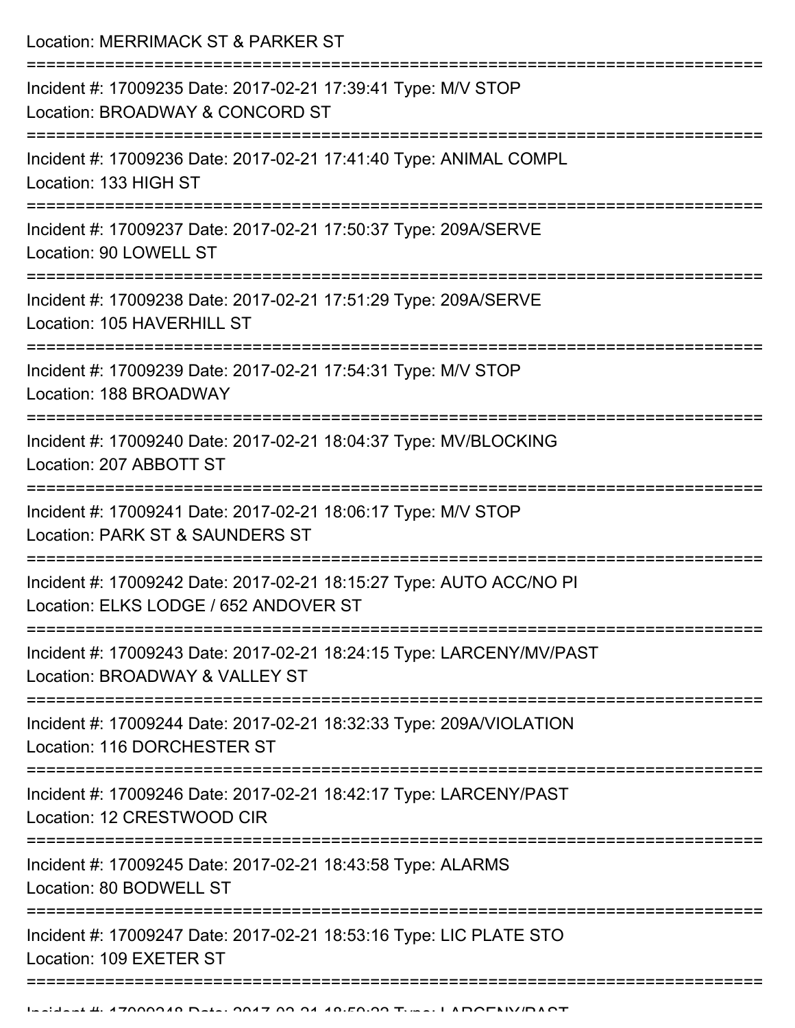Location: MERRIMACK ST & PARKER ST

===========================================================================

Incident #: 17009235 Date: 2017-02-21 17:39:41 Type: M/V STOP
Location: BROADWAY & CONCORD ST

===========================================================================

Incident #: 17009236 Date: 2017-02-21 17:41:40 Type: ANIMAL COMPL
Location: 133 HIGH ST

===========================================================================

Incident #: 17009237 Date: 2017-02-21 17:50:37 Type: 209A/SERVE
Location: 90 LOWELL ST

===========================================================================

Incident #: 17009238 Date: 2017-02-21 17:51:29 Type: 209A/SERVE
Location: 105 HAVERHILL ST

===========================================================================

Incident #: 17009239 Date: 2017-02-21 17:54:31 Type: M/V STOP
Location: 188 BROADWAY

===========================================================================

Incident #: 17009240 Date: 2017-02-21 18:04:37 Type: MV/BLOCKING
Location: 207 ABBOTT ST

===========================================================================

Incident #: 17009241 Date: 2017-02-21 18:06:17 Type: M/V STOP
Location: PARK ST & SAUNDERS ST

===========================================================================

Incident #: 17009242 Date: 2017-02-21 18:15:27 Type: AUTO ACC/NO PI
Location: ELKS LODGE / 652 ANDOVER ST

===========================================================================

Incident #: 17009243 Date: 2017-02-21 18:24:15 Type: LARCENY/MV/PAST
Location: BROADWAY & VALLEY ST

===========================================================================

Incident #: 17009244 Date: 2017-02-21 18:32:33 Type: 209A/VIOLATION
Location: 116 DORCHESTER ST

===========================================================================

Incident #: 17009246 Date: 2017-02-21 18:42:17 Type: LARCENY/PAST
Location: 12 CRESTWOOD CIR

===========================================================================

Incident #: 17009245 Date: 2017-02-21 18:43:58 Type: ALARMS
Location: 80 BODWELL ST

===========================================================================

Incident #: 17009247 Date: 2017-02-21 18:53:16 Type: LIC PLATE STO
Location: 109 EXETER ST

===========================================================================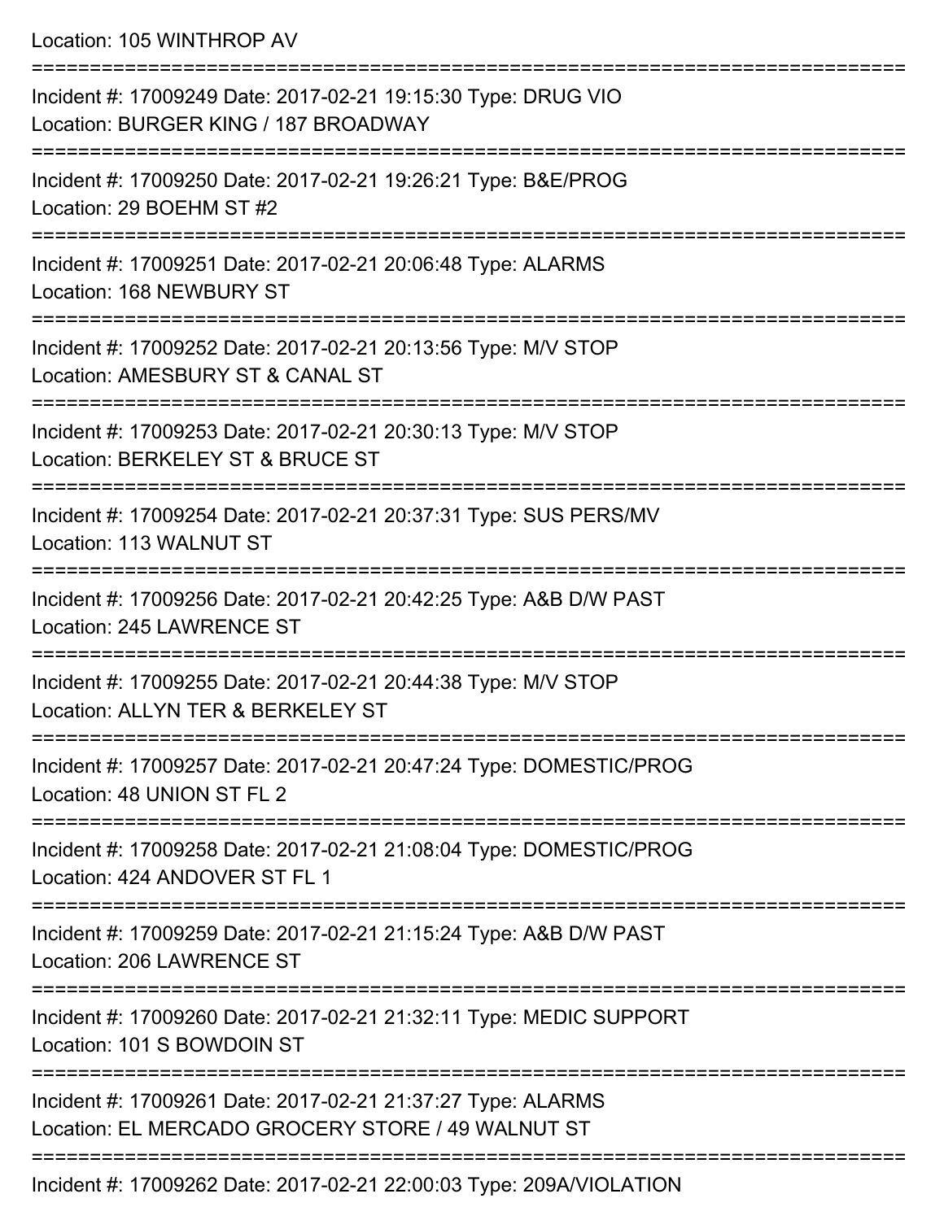Location: 105 WINTHROP AV

===========================================================================

Incident #: 17009249 Date: 2017-02-21 19:15:30 Type: DRUG VIO
Location: BURGER KING / 187 BROADWAY

===========================================================================

Incident #: 17009250 Date: 2017-02-21 19:26:21 Type: B&E/PROG
Location: 29 BOEHM ST #2

===========================================================================

Incident #: 17009251 Date: 2017-02-21 20:06:48 Type: ALARMS
Location: 168 NEWBURY ST

===========================================================================

Incident #: 17009252 Date: 2017-02-21 20:13:56 Type: M/V STOP
Location: AMESBURY ST & CANAL ST

===========================================================================

Incident #: 17009253 Date: 2017-02-21 20:30:13 Type: M/V STOP
Location: BERKELEY ST & BRUCE ST

===========================================================================

Incident #: 17009254 Date: 2017-02-21 20:37:31 Type: SUS PERS/MV
Location: 113 WALNUT ST

===========================================================================

Incident #: 17009256 Date: 2017-02-21 20:42:25 Type: A&B D/W PAST
Location: 245 LAWRENCE ST

===========================================================================

Incident #: 17009255 Date: 2017-02-21 20:44:38 Type: M/V STOP
Location: ALLYN TER & BERKELEY ST

===========================================================================

Incident #: 17009257 Date: 2017-02-21 20:47:24 Type: DOMESTIC/PROG
Location: 48 UNION ST FL 2

===========================================================================

Incident #: 17009258 Date: 2017-02-21 21:08:04 Type: DOMESTIC/PROG
Location: 424 ANDOVER ST FL 1

===========================================================================

Incident #: 17009259 Date: 2017-02-21 21:15:24 Type: A&B D/W PAST
Location: 206 LAWRENCE ST

===========================================================================

Incident #: 17009260 Date: 2017-02-21 21:32:11 Type: MEDIC SUPPORT
Location: 101 S BOWDOIN ST

===========================================================================

Incident #: 17009261 Date: 2017-02-21 21:37:27 Type: ALARMS
Location: EL MERCADO GROCERY STORE / 49 WALNUT ST

===========================================================================

Incident #: 17009262 Date: 2017-02-21 22:00:03 Type: 209A/VIOLATION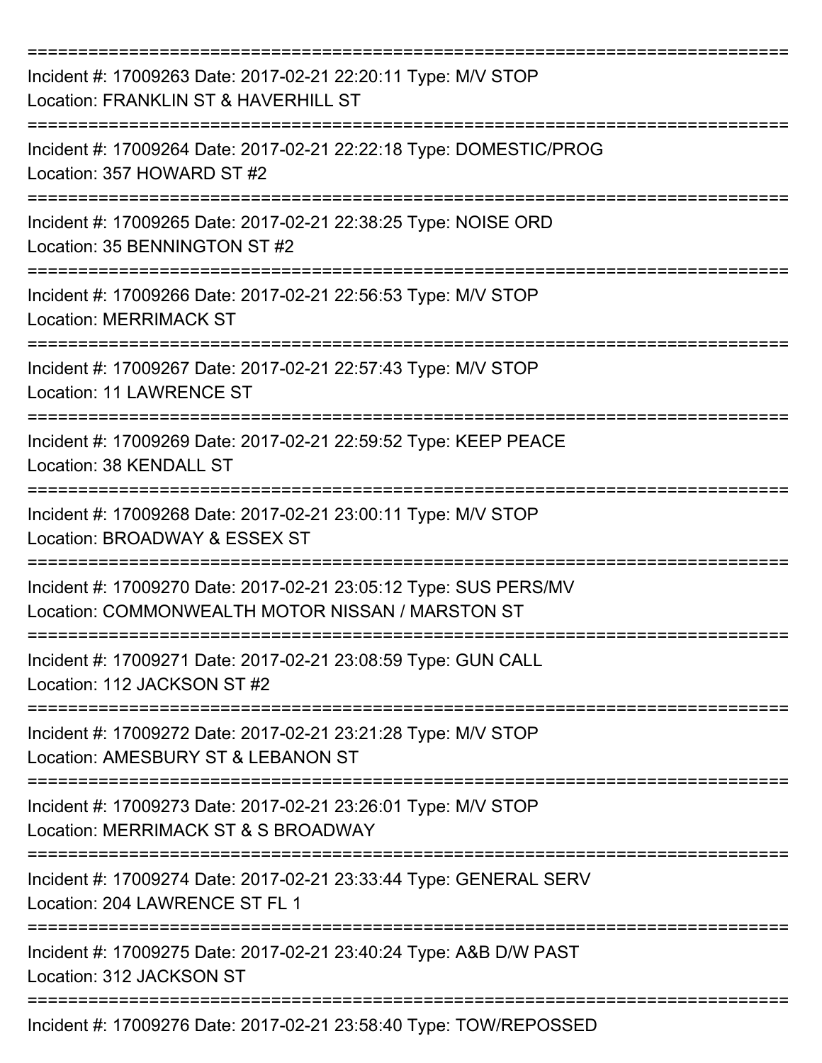===========================================================================

Incident #: 17009263 Date: 2017-02-21 22:20:11 Type: M/V STOP
Location: FRANKLIN ST & HAVERHILL ST

===========================================================================

Incident #: 17009264 Date: 2017-02-21 22:22:18 Type: DOMESTIC/PROG
Location: 357 HOWARD ST #2

===========================================================================

Incident #: 17009265 Date: 2017-02-21 22:38:25 Type: NOISE ORD
Location: 35 BENNINGTON ST #2

===========================================================================

Incident #: 17009266 Date: 2017-02-21 22:56:53 Type: M/V STOP
Location: MERRIMACK ST

===========================================================================

Incident #: 17009267 Date: 2017-02-21 22:57:43 Type: M/V STOP
Location: 11 LAWRENCE ST

===========================================================================

Incident #: 17009269 Date: 2017-02-21 22:59:52 Type: KEEP PEACE
Location: 38 KENDALL ST

===========================================================================

Incident #: 17009268 Date: 2017-02-21 23:00:11 Type: M/V STOP
Location: BROADWAY & ESSEX ST

===========================================================================

Incident #: 17009270 Date: 2017-02-21 23:05:12 Type: SUS PERS/MV
Location: COMMONWEALTH MOTOR NISSAN / MARSTON ST

===========================================================================

Incident #: 17009271 Date: 2017-02-21 23:08:59 Type: GUN CALL
Location: 112 JACKSON ST #2

===========================================================================

Incident #: 17009272 Date: 2017-02-21 23:21:28 Type: M/V STOP
Location: AMESBURY ST & LEBANON ST

===========================================================================

Incident #: 17009273 Date: 2017-02-21 23:26:01 Type: M/V STOP
Location: MERRIMACK ST & S BROADWAY

===========================================================================

Incident #: 17009274 Date: 2017-02-21 23:33:44 Type: GENERAL SERV
Location: 204 LAWRENCE ST FL 1

===========================================================================

Incident #: 17009275 Date: 2017-02-21 23:40:24 Type: A&B D/W PAST
Location: 312 JACKSON ST

===========================================================================

Incident #: 17009276 Date: 2017-02-21 23:58:40 Type: TOW/REPOSSED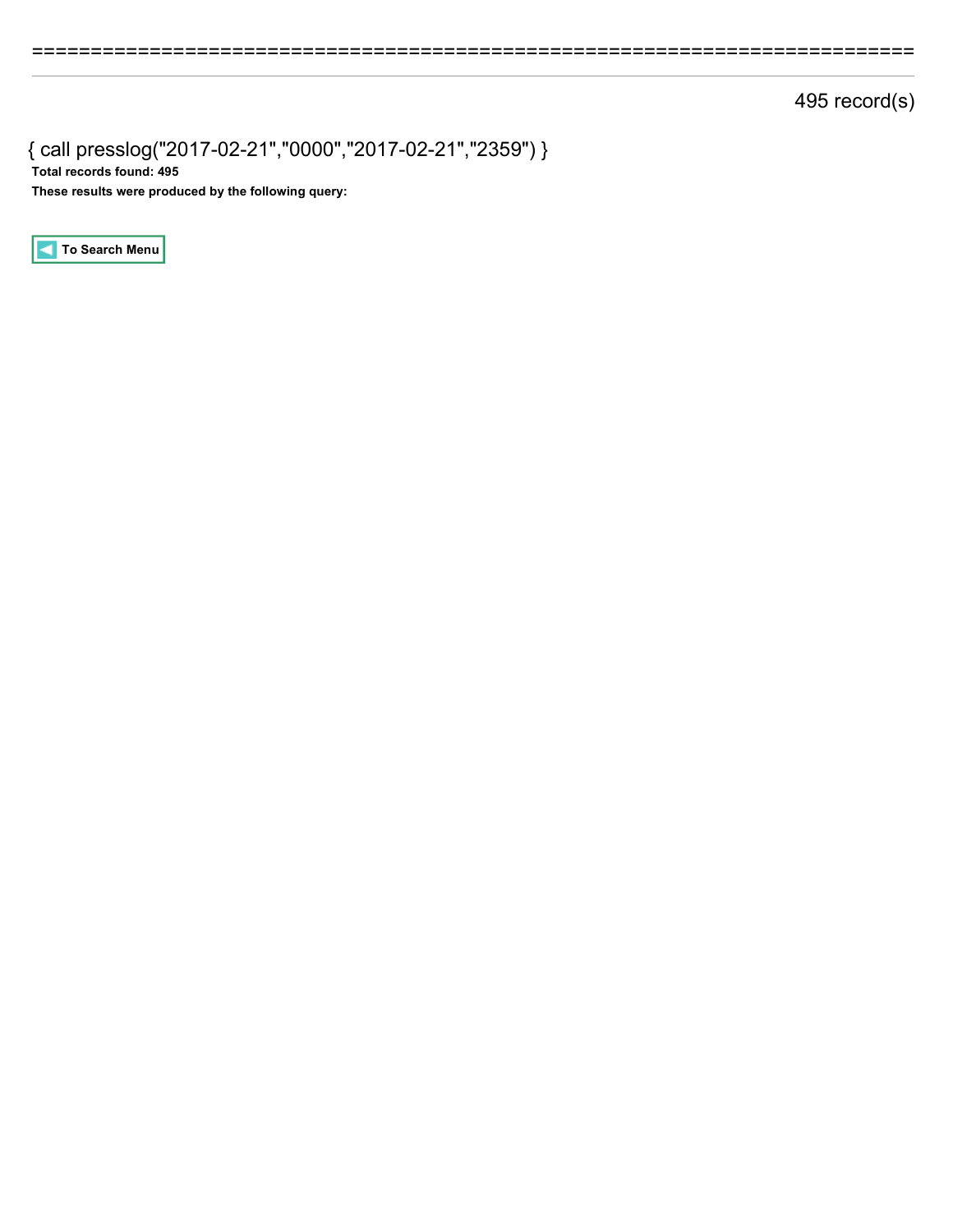==========================================================================

495 record(s)

{ call presslog("2017-02-21","0000","2017-02-21","2359") }

**Total records found: 495**

**These results were produced by the following query:**

**To Search Menu**